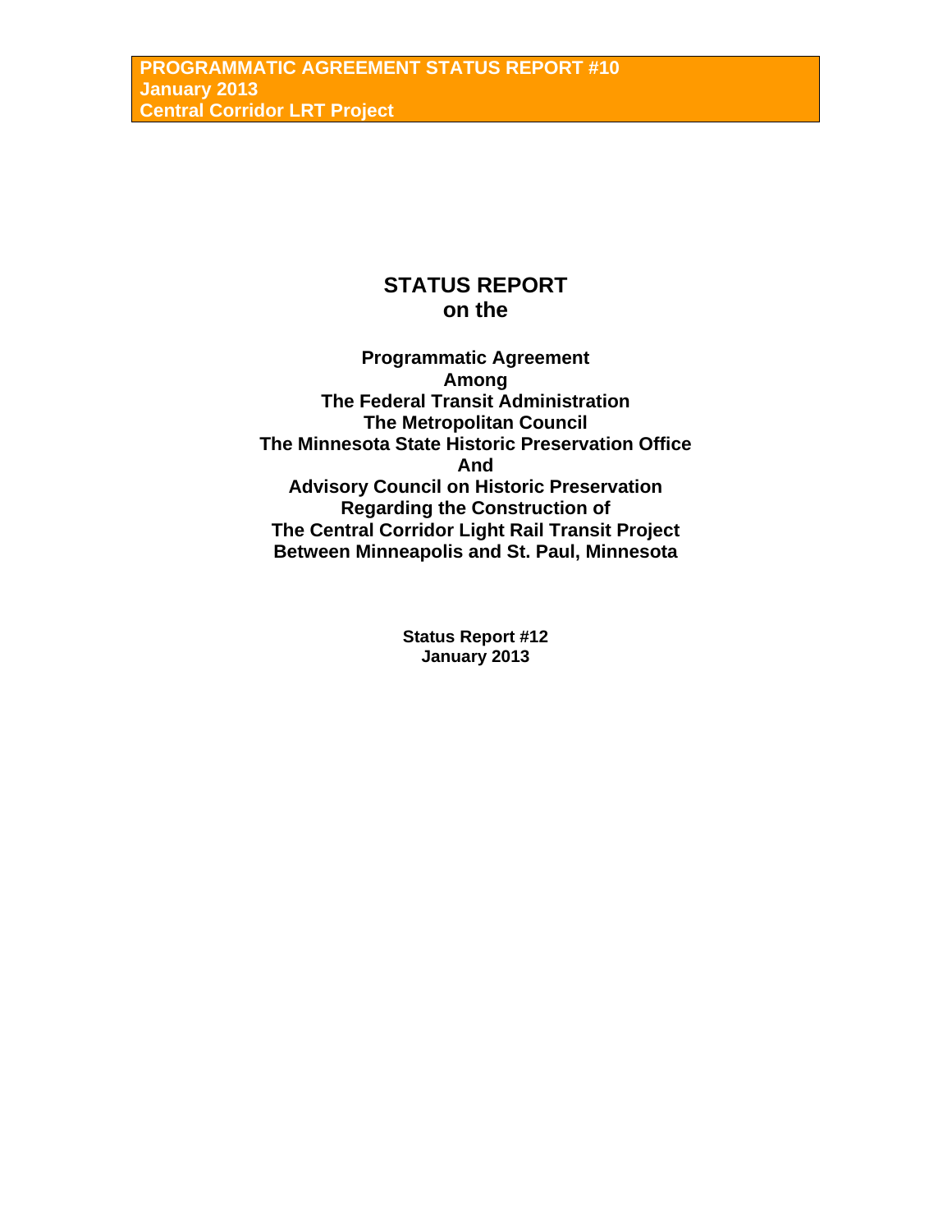**PROGRAMMATIC AGREEMENT STATUS REPORT #10**
**January 2013**
**Central Corridor LRT Project**

# STATUS REPORT
# on the

**Programmatic Agreement**
**Among**
**The Federal Transit Administration**
**The Metropolitan Council**
**The Minnesota State Historic Preservation Office**
**And**
**Advisory Council on Historic Preservation**
**Regarding the Construction of**
**The Central Corridor Light Rail Transit Project**
**Between Minneapolis and St. Paul, Minnesota**

**Status Report #12**
**January 2013**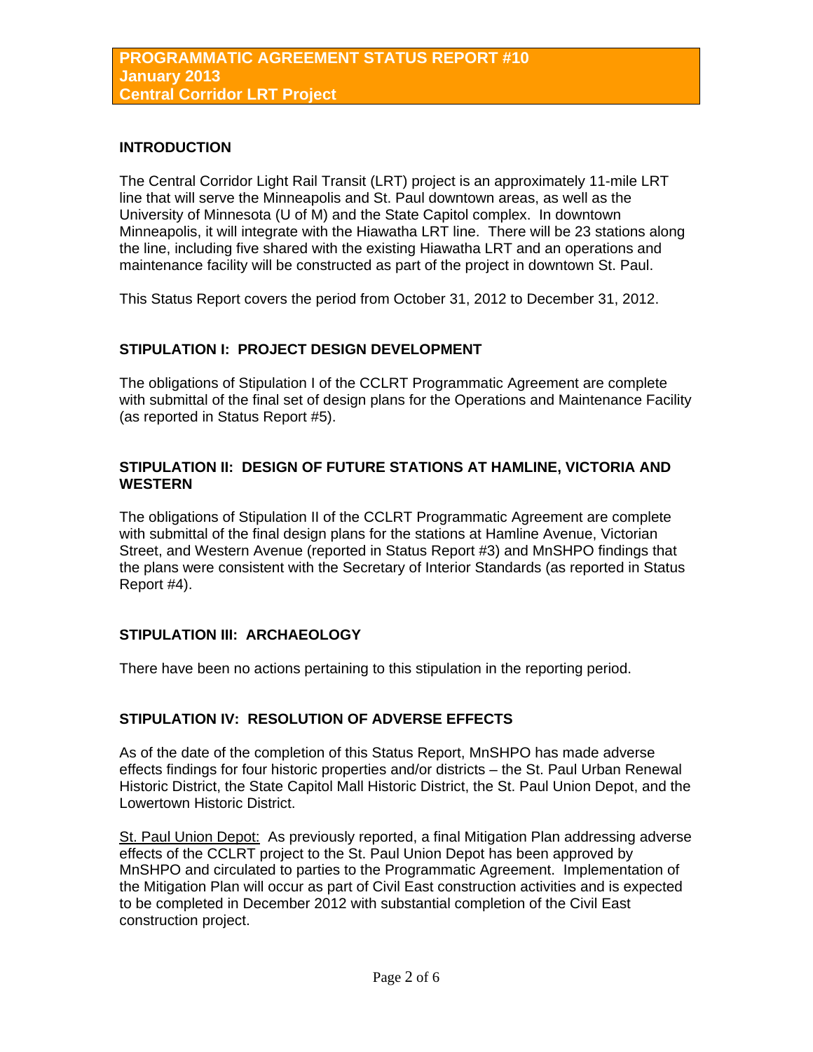**PROGRAMMATIC AGREEMENT STATUS REPORT #10**
**January 2013**
**Central Corridor LRT Project**

## INTRODUCTION

The Central Corridor Light Rail Transit (LRT) project is an approximately 11-mile LRT line that will serve the Minneapolis and St. Paul downtown areas, as well as the University of Minnesota (U of M) and the State Capitol complex. In downtown Minneapolis, it will integrate with the Hiawatha LRT line. There will be 23 stations along the line, including five shared with the existing Hiawatha LRT and an operations and maintenance facility will be constructed as part of the project in downtown St. Paul.

This Status Report covers the period from October 31, 2012 to December 31, 2012.

## STIPULATION I: PROJECT DESIGN DEVELOPMENT

The obligations of Stipulation I of the CCLRT Programmatic Agreement are complete with submittal of the final set of design plans for the Operations and Maintenance Facility (as reported in Status Report #5).

## STIPULATION II: DESIGN OF FUTURE STATIONS AT HAMLINE, VICTORIA AND WESTERN

The obligations of Stipulation II of the CCLRT Programmatic Agreement are complete with submittal of the final design plans for the stations at Hamline Avenue, Victorian Street, and Western Avenue (reported in Status Report #3) and MnSHPO findings that the plans were consistent with the Secretary of Interior Standards (as reported in Status Report #4).

## STIPULATION III: ARCHAEOLOGY

There have been no actions pertaining to this stipulation in the reporting period.

## STIPULATION IV: RESOLUTION OF ADVERSE EFFECTS

As of the date of the completion of this Status Report, MnSHPO has made adverse effects findings for four historic properties and/or districts – the St. Paul Urban Renewal Historic District, the State Capitol Mall Historic District, the St. Paul Union Depot, and the Lowertown Historic District.

St. Paul Union Depot: As previously reported, a final Mitigation Plan addressing adverse effects of the CCLRT project to the St. Paul Union Depot has been approved by MnSHPO and circulated to parties to the Programmatic Agreement. Implementation of the Mitigation Plan will occur as part of Civil East construction activities and is expected to be completed in December 2012 with substantial completion of the Civil East construction project.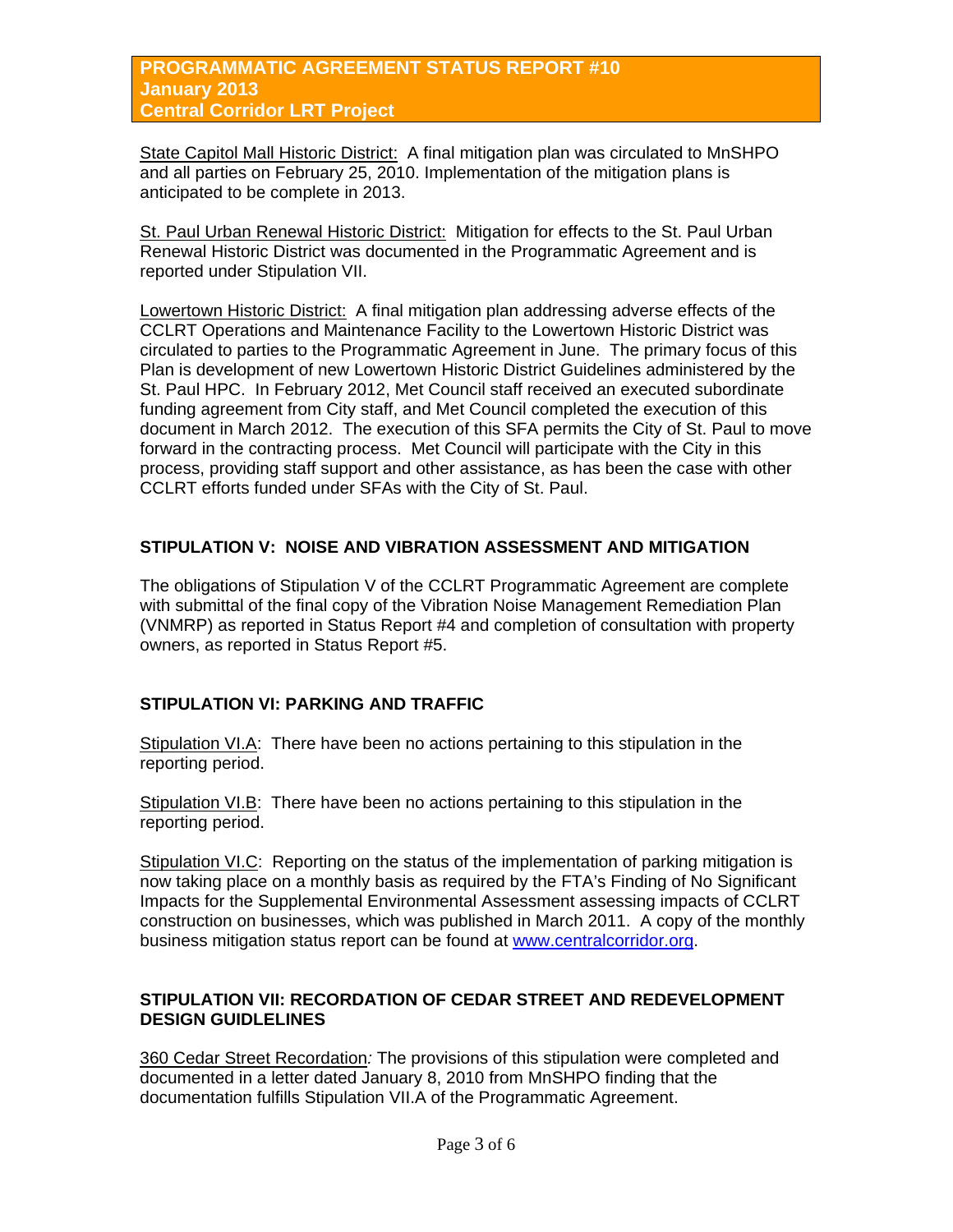State Capitol Mall Historic District: A final mitigation plan was circulated to MnSHPO and all parties on February 25, 2010. Implementation of the mitigation plans is anticipated to be complete in 2013.

St. Paul Urban Renewal Historic District: Mitigation for effects to the St. Paul Urban Renewal Historic District was documented in the Programmatic Agreement and is reported under Stipulation VII.

Lowertown Historic District: A final mitigation plan addressing adverse effects of the CCLRT Operations and Maintenance Facility to the Lowertown Historic District was circulated to parties to the Programmatic Agreement in June. The primary focus of this Plan is development of new Lowertown Historic District Guidelines administered by the St. Paul HPC. In February 2012, Met Council staff received an executed subordinate funding agreement from City staff, and Met Council completed the execution of this document in March 2012. The execution of this SFA permits the City of St. Paul to move forward in the contracting process. Met Council will participate with the City in this process, providing staff support and other assistance, as has been the case with other CCLRT efforts funded under SFAs with the City of St. Paul.

## STIPULATION V: NOISE AND VIBRATION ASSESSMENT AND MITIGATION

The obligations of Stipulation V of the CCLRT Programmatic Agreement are complete with submittal of the final copy of the Vibration Noise Management Remediation Plan (VNMRP) as reported in Status Report #4 and completion of consultation with property owners, as reported in Status Report #5.

## STIPULATION VI: PARKING AND TRAFFIC

Stipulation VI.A: There have been no actions pertaining to this stipulation in the reporting period.

Stipulation VI.B: There have been no actions pertaining to this stipulation in the reporting period.

Stipulation VI.C: Reporting on the status of the implementation of parking mitigation is now taking place on a monthly basis as required by the FTA's Finding of No Significant Impacts for the Supplemental Environmental Assessment assessing impacts of CCLRT construction on businesses, which was published in March 2011. A copy of the monthly business mitigation status report can be found at www.centralcorridor.org.

## STIPULATION VII: RECORDATION OF CEDAR STREET AND REDEVELOPMENT DESIGN GUIDELINES

360 Cedar Street Recordation*:* The provisions of this stipulation were completed and documented in a letter dated January 8, 2010 from MnSHPO finding that the documentation fulfills Stipulation VII.A of the Programmatic Agreement.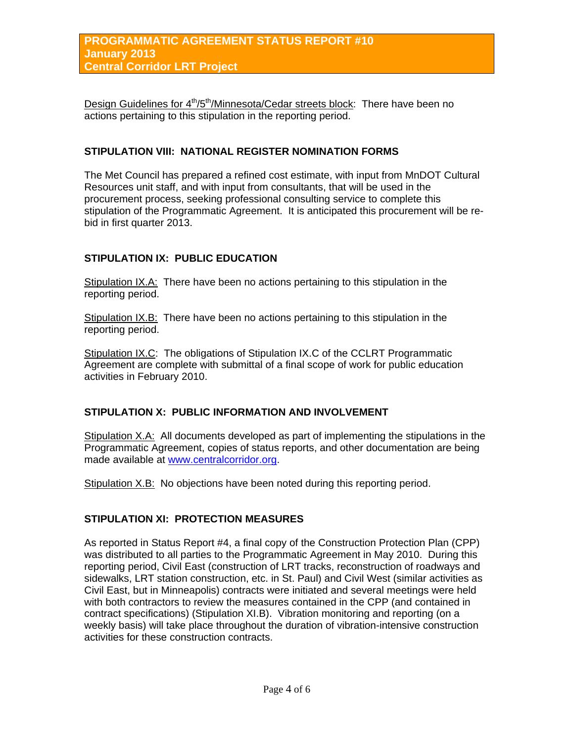Design Guidelines for 4th/5th/Minnesota/Cedar streets block: There have been no actions pertaining to this stipulation in the reporting period.

## STIPULATION VIII: NATIONAL REGISTER NOMINATION FORMS

The Met Council has prepared a refined cost estimate, with input from MnDOT Cultural Resources unit staff, and with input from consultants, that will be used in the procurement process, seeking professional consulting service to complete this stipulation of the Programmatic Agreement. It is anticipated this procurement will be re-bid in first quarter 2013.

## STIPULATION IX: PUBLIC EDUCATION

Stipulation IX.A: There have been no actions pertaining to this stipulation in the reporting period.

Stipulation IX.B: There have been no actions pertaining to this stipulation in the reporting period.

Stipulation IX.C: The obligations of Stipulation IX.C of the CCLRT Programmatic Agreement are complete with submittal of a final scope of work for public education activities in February 2010.

## STIPULATION X: PUBLIC INFORMATION AND INVOLVEMENT

Stipulation X.A: All documents developed as part of implementing the stipulations in the Programmatic Agreement, copies of status reports, and other documentation are being made available at www.centralcorridor.org.

Stipulation X.B: No objections have been noted during this reporting period.

## STIPULATION XI: PROTECTION MEASURES

As reported in Status Report #4, a final copy of the Construction Protection Plan (CPP) was distributed to all parties to the Programmatic Agreement in May 2010. During this reporting period, Civil East (construction of LRT tracks, reconstruction of roadways and sidewalks, LRT station construction, etc. in St. Paul) and Civil West (similar activities as Civil East, but in Minneapolis) contracts were initiated and several meetings were held with both contractors to review the measures contained in the CPP (and contained in contract specifications) (Stipulation XI.B). Vibration monitoring and reporting (on a weekly basis) will take place throughout the duration of vibration-intensive construction activities for these construction contracts.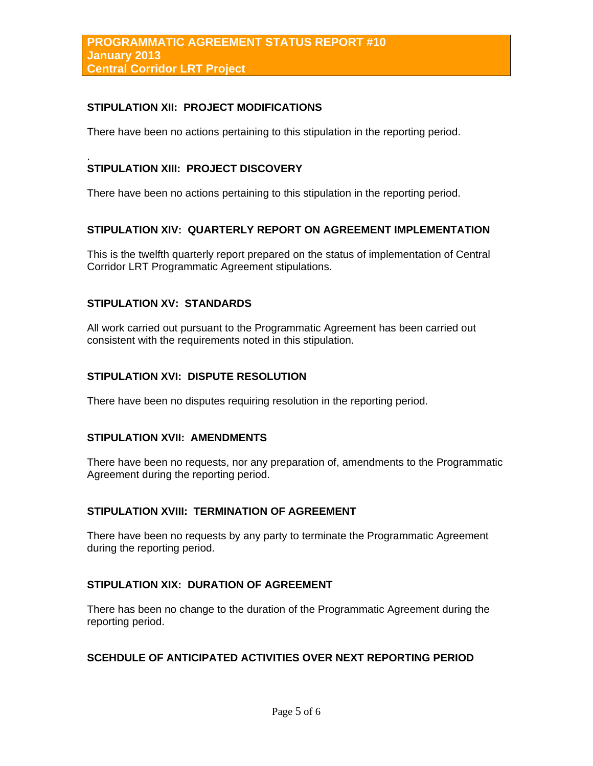**STIPULATION XII: PROJECT MODIFICATIONS**

There have been no actions pertaining to this stipulation in the reporting period.

.

**STIPULATION XIII: PROJECT DISCOVERY**

There have been no actions pertaining to this stipulation in the reporting period.

**STIPULATION XIV: QUARTERLY REPORT ON AGREEMENT IMPLEMENTATION**

This is the twelfth quarterly report prepared on the status of implementation of Central Corridor LRT Programmatic Agreement stipulations.

**STIPULATION XV: STANDARDS**

All work carried out pursuant to the Programmatic Agreement has been carried out consistent with the requirements noted in this stipulation.

**STIPULATION XVI: DISPUTE RESOLUTION**

There have been no disputes requiring resolution in the reporting period.

**STIPULATION XVII: AMENDMENTS**

There have been no requests, nor any preparation of, amendments to the Programmatic Agreement during the reporting period.

**STIPULATION XVIII: TERMINATION OF AGREEMENT**

There have been no requests by any party to terminate the Programmatic Agreement during the reporting period.

**STIPULATION XIX: DURATION OF AGREEMENT**

There has been no change to the duration of the Programmatic Agreement during the reporting period.

**SCEHDULE OF ANTICIPATED ACTIVITIES OVER NEXT REPORTING PERIOD**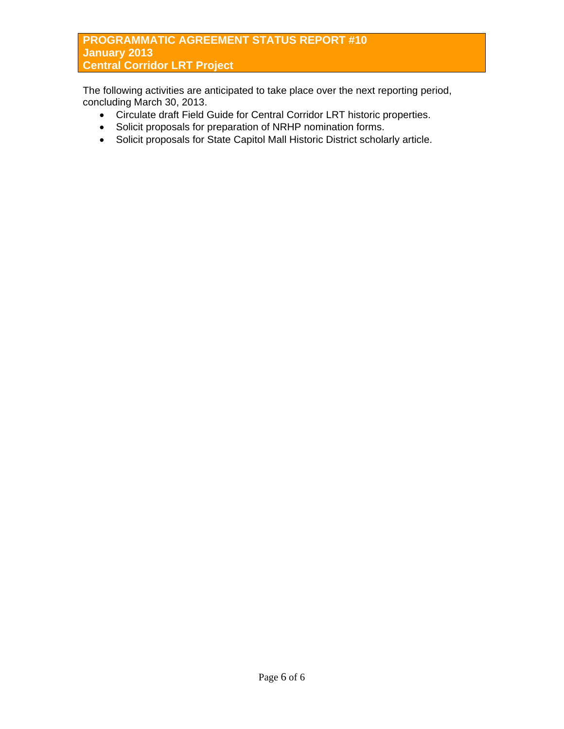The following activities are anticipated to take place over the next reporting period, concluding March 30, 2013.

- Circulate draft Field Guide for Central Corridor LRT historic properties.
- Solicit proposals for preparation of NRHP nomination forms.
- Solicit proposals for State Capitol Mall Historic District scholarly article.